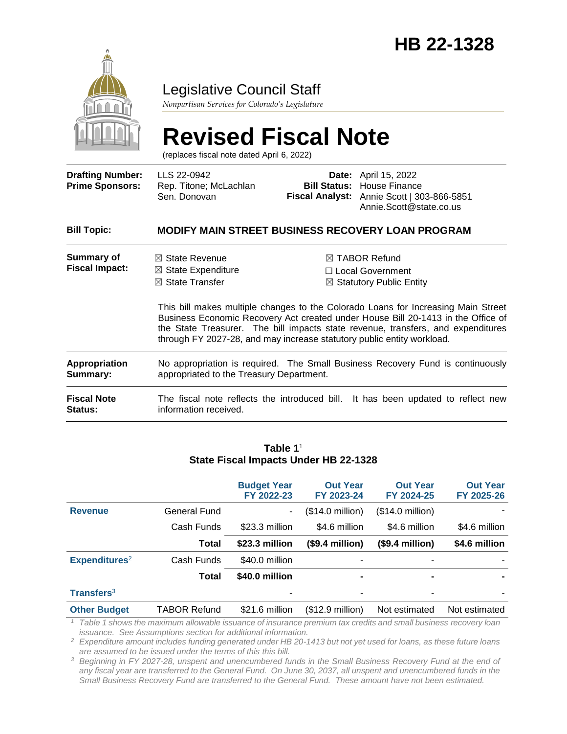# HB 22-1328

Legislative Council Staff

*Nonpartisan Services for Colorado's Legislature*

# Revised Fiscal Note

(replaces fiscal note dated April 6, 2022)

| | | | |
|---|---|---|---|
| **Drafting Number:** | LLS 22-0942 | **Date:** | April 15, 2022 |
| **Prime Sponsors:** | Rep. Titone; McLachlan<br>Sen. Donovan | **Bill Status:** | House Finance |
| | | **Fiscal Analyst:** | Annie Scott \| 303-866-5851<br>Annie.Scott@state.co.us |

**Bill Topic:** **MODIFY MAIN STREET BUSINESS RECOVERY LOAN PROGRAM**

**Summary of Fiscal Impact:**

☒ State Revenue
☒ State Expenditure
☒ State Transfer
☒ TABOR Refund
☐ Local Government
☒ Statutory Public Entity

This bill makes multiple changes to the Colorado Loans for Increasing Main Street Business Economic Recovery Act created under House Bill 20-1413 in the Office of the State Treasurer. The bill impacts state revenue, transfers, and expenditures through FY 2027-28, and may increase statutory public entity workload.

**Appropriation Summary:** No appropriation is required. The Small Business Recovery Fund is continuously appropriated to the Treasury Department.

**Fiscal Note Status:** The fiscal note reflects the introduced bill. It has been updated to reflect new information received.

**Table 1**[1]
**State Fiscal Impacts Under HB 22-1328**

| | | Budget Year FY 2022-23 | Out Year FY 2023-24 | Out Year FY 2024-25 | Out Year FY 2025-26 |
|---|---|---|---|---|---|
| **Revenue** | General Fund | - | ($14.0 million) | ($14.0 million) | - |
| | Cash Funds | $23.3 million | $4.6 million | $4.6 million | $4.6 million |
| | **Total** | **$23.3 million** | **($9.4 million)** | **($9.4 million)** | **$4.6 million** |
| **Expenditures**[2] | Cash Funds | $40.0 million | - | - | - |
| | **Total** | **$40.0 million** | **-** | **-** | **-** |
| **Transfers**[3] | | - | - | - | - |
| **Other Budget** | TABOR Refund | $21.6 million | ($12.9 million) | Not estimated | Not estimated |

[1] Table 1 shows the maximum allowable issuance of insurance premium tax credits and small business recovery loan issuance. See Assumptions section for additional information.

[2] Expenditure amount includes funding generated under HB 20-1413 but not yet used for loans, as these future loans are assumed to be issued under the terms of this this bill.

[3] Beginning in FY 2027-28, unspent and unencumbered funds in the Small Business Recovery Fund at the end of any fiscal year are transferred to the General Fund. On June 30, 2037, all unspent and unencumbered funds in the Small Business Recovery Fund are transferred to the General Fund. These amount have not been estimated.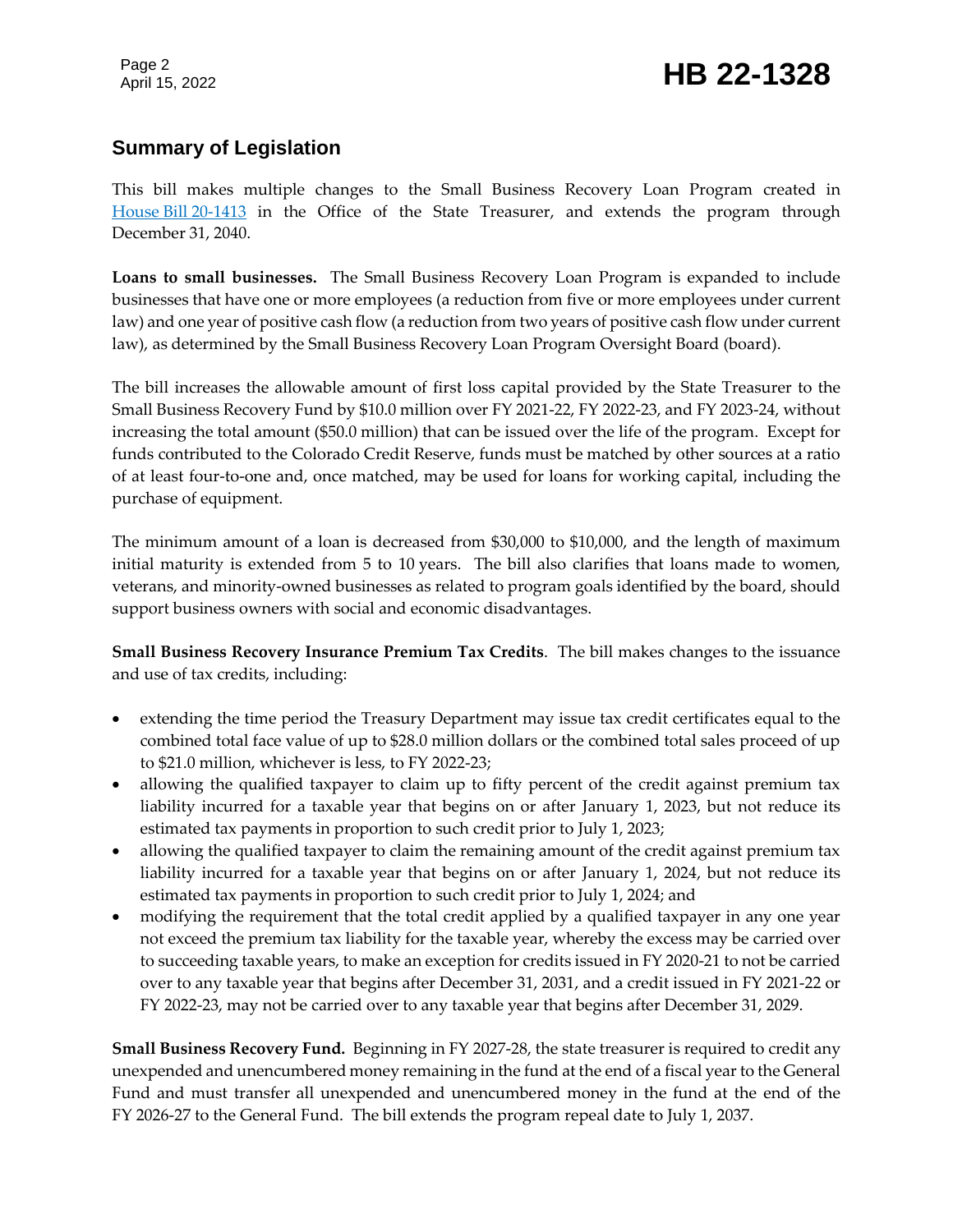## Summary of Legislation

This bill makes multiple changes to the Small Business Recovery Loan Program created in [House Bill 20-1413](#) in the Office of the State Treasurer, and extends the program through December 31, 2040.

**Loans to small businesses.** The Small Business Recovery Loan Program is expanded to include businesses that have one or more employees (a reduction from five or more employees under current law) and one year of positive cash flow (a reduction from two years of positive cash flow under current law), as determined by the Small Business Recovery Loan Program Oversight Board (board).

The bill increases the allowable amount of first loss capital provided by the State Treasurer to the Small Business Recovery Fund by $10.0 million over FY 2021-22, FY 2022-23, and FY 2023-24, without increasing the total amount ($50.0 million) that can be issued over the life of the program. Except for funds contributed to the Colorado Credit Reserve, funds must be matched by other sources at a ratio of at least four-to-one and, once matched, may be used for loans for working capital, including the purchase of equipment.

The minimum amount of a loan is decreased from $30,000 to $10,000, and the length of maximum initial maturity is extended from 5 to 10 years. The bill also clarifies that loans made to women, veterans, and minority-owned businesses as related to program goals identified by the board, should support business owners with social and economic disadvantages.

**Small Business Recovery Insurance Premium Tax Credits**. The bill makes changes to the issuance and use of tax credits, including:

- extending the time period the Treasury Department may issue tax credit certificates equal to the combined total face value of up to $28.0 million dollars or the combined total sales proceed of up to $21.0 million, whichever is less, to FY 2022-23;
- allowing the qualified taxpayer to claim up to fifty percent of the credit against premium tax liability incurred for a taxable year that begins on or after January 1, 2023, but not reduce its estimated tax payments in proportion to such credit prior to July 1, 2023;
- allowing the qualified taxpayer to claim the remaining amount of the credit against premium tax liability incurred for a taxable year that begins on or after January 1, 2024, but not reduce its estimated tax payments in proportion to such credit prior to July 1, 2024; and
- modifying the requirement that the total credit applied by a qualified taxpayer in any one year not exceed the premium tax liability for the taxable year, whereby the excess may be carried over to succeeding taxable years, to make an exception for credits issued in FY 2020-21 to not be carried over to any taxable year that begins after December 31, 2031, and a credit issued in FY 2021-22 or FY 2022-23, may not be carried over to any taxable year that begins after December 31, 2029.

**Small Business Recovery Fund.** Beginning in FY 2027-28, the state treasurer is required to credit any unexpended and unencumbered money remaining in the fund at the end of a fiscal year to the General Fund and must transfer all unexpended and unencumbered money in the fund at the end of the FY 2026-27 to the General Fund. The bill extends the program repeal date to July 1, 2037.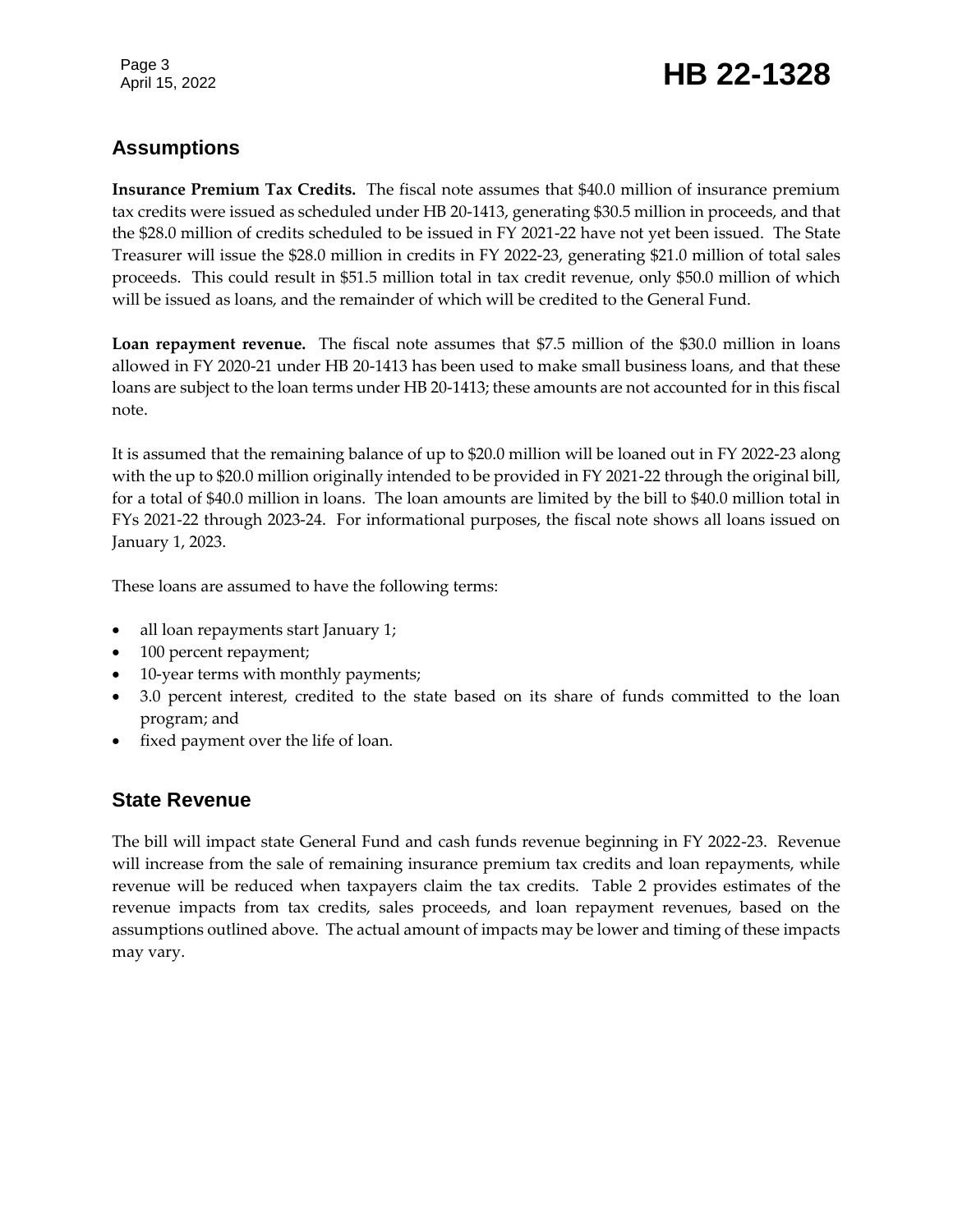## Assumptions

**Insurance Premium Tax Credits.** The fiscal note assumes that $40.0 million of insurance premium tax credits were issued as scheduled under HB 20-1413, generating $30.5 million in proceeds, and that the $28.0 million of credits scheduled to be issued in FY 2021-22 have not yet been issued. The State Treasurer will issue the $28.0 million in credits in FY 2022-23, generating $21.0 million of total sales proceeds. This could result in $51.5 million total in tax credit revenue, only $50.0 million of which will be issued as loans, and the remainder of which will be credited to the General Fund.

**Loan repayment revenue.** The fiscal note assumes that $7.5 million of the $30.0 million in loans allowed in FY 2020-21 under HB 20-1413 has been used to make small business loans, and that these loans are subject to the loan terms under HB 20-1413; these amounts are not accounted for in this fiscal note.

It is assumed that the remaining balance of up to $20.0 million will be loaned out in FY 2022-23 along with the up to $20.0 million originally intended to be provided in FY 2021-22 through the original bill, for a total of $40.0 million in loans. The loan amounts are limited by the bill to $40.0 million total in FYs 2021-22 through 2023-24. For informational purposes, the fiscal note shows all loans issued on January 1, 2023.

These loans are assumed to have the following terms:

- all loan repayments start January 1;
- 100 percent repayment;
- 10-year terms with monthly payments;
- 3.0 percent interest, credited to the state based on its share of funds committed to the loan program; and
- fixed payment over the life of loan.

## State Revenue

The bill will impact state General Fund and cash funds revenue beginning in FY 2022-23. Revenue will increase from the sale of remaining insurance premium tax credits and loan repayments, while revenue will be reduced when taxpayers claim the tax credits. Table 2 provides estimates of the revenue impacts from tax credits, sales proceeds, and loan repayment revenues, based on the assumptions outlined above. The actual amount of impacts may be lower and timing of these impacts may vary.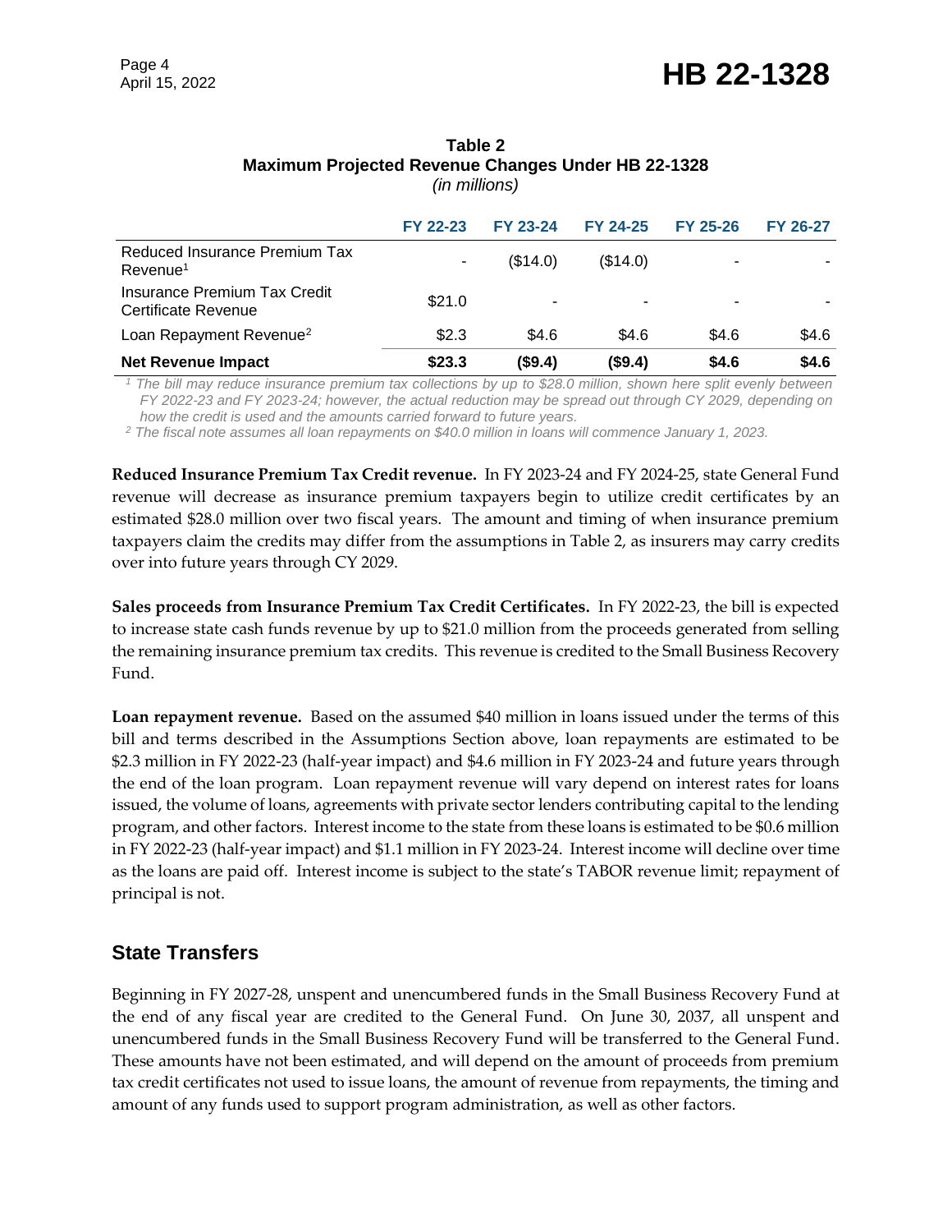**Table 2**
**Maximum Projected Revenue Changes Under HB 22-1328**
*(in millions)*

| | FY 22-23 | FY 23-24 | FY 24-25 | FY 25-26 | FY 26-27 |
|---|---|---|---|---|---|
| Reduced Insurance Premium Tax Revenue[1] | - | ($14.0) | ($14.0) | - | - |
| Insurance Premium Tax Credit Certificate Revenue | $21.0 | - | - | - | - |
| Loan Repayment Revenue[2] | $2.3 | $4.6 | $4.6 | $4.6 | $4.6 |
| **Net Revenue Impact** | **$23.3** | **($9.4)** | **($9.4)** | **$4.6** | **$4.6** |

*[1] The bill may reduce insurance premium tax collections by up to $28.0 million, shown here split evenly between FY 2022-23 and FY 2023-24; however, the actual reduction may be spread out through CY 2029, depending on how the credit is used and the amounts carried forward to future years.*
*[2] The fiscal note assumes all loan repayments on $40.0 million in loans will commence January 1, 2023.*

**Reduced Insurance Premium Tax Credit revenue.** In FY 2023-24 and FY 2024-25, state General Fund revenue will decrease as insurance premium taxpayers begin to utilize credit certificates by an estimated $28.0 million over two fiscal years. The amount and timing of when insurance premium taxpayers claim the credits may differ from the assumptions in Table 2, as insurers may carry credits over into future years through CY 2029.

**Sales proceeds from Insurance Premium Tax Credit Certificates.** In FY 2022-23, the bill is expected to increase state cash funds revenue by up to $21.0 million from the proceeds generated from selling the remaining insurance premium tax credits. This revenue is credited to the Small Business Recovery Fund.

**Loan repayment revenue.** Based on the assumed $40 million in loans issued under the terms of this bill and terms described in the Assumptions Section above, loan repayments are estimated to be $2.3 million in FY 2022-23 (half-year impact) and $4.6 million in FY 2023-24 and future years through the end of the loan program. Loan repayment revenue will vary depend on interest rates for loans issued, the volume of loans, agreements with private sector lenders contributing capital to the lending program, and other factors. Interest income to the state from these loans is estimated to be $0.6 million in FY 2022-23 (half-year impact) and $1.1 million in FY 2023-24. Interest income will decline over time as the loans are paid off. Interest income is subject to the state's TABOR revenue limit; repayment of principal is not.

## State Transfers

Beginning in FY 2027-28, unspent and unencumbered funds in the Small Business Recovery Fund at the end of any fiscal year are credited to the General Fund. On June 30, 2037, all unspent and unencumbered funds in the Small Business Recovery Fund will be transferred to the General Fund. These amounts have not been estimated, and will depend on the amount of proceeds from premium tax credit certificates not used to issue loans, the amount of revenue from repayments, the timing and amount of any funds used to support program administration, as well as other factors.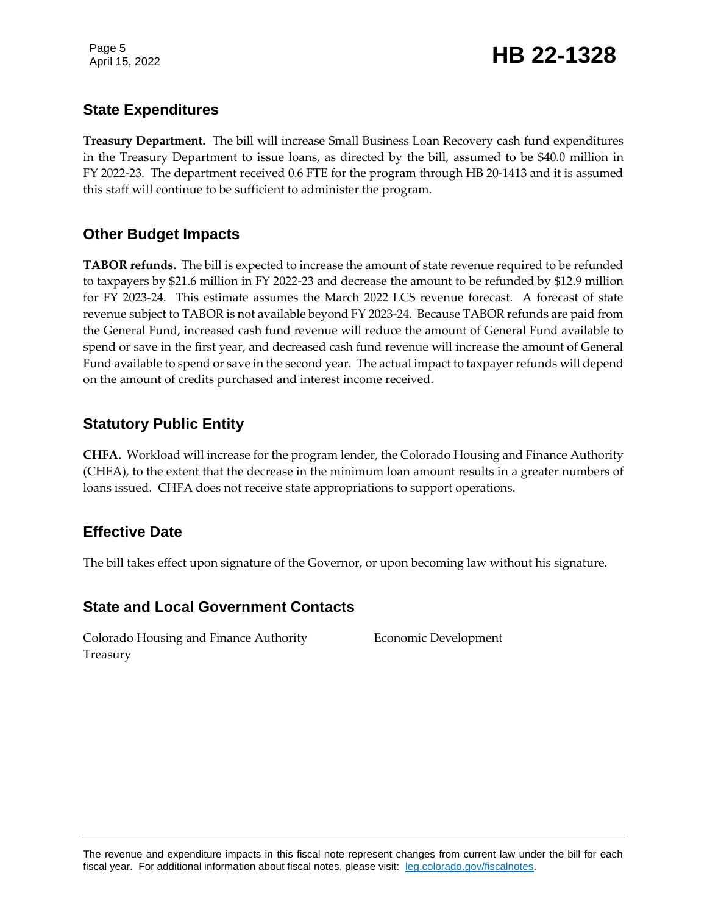## State Expenditures

**Treasury Department.** The bill will increase Small Business Loan Recovery cash fund expenditures in the Treasury Department to issue loans, as directed by the bill, assumed to be $40.0 million in FY 2022-23. The department received 0.6 FTE for the program through HB 20-1413 and it is assumed this staff will continue to be sufficient to administer the program.

## Other Budget Impacts

**TABOR refunds.** The bill is expected to increase the amount of state revenue required to be refunded to taxpayers by $21.6 million in FY 2022-23 and decrease the amount to be refunded by $12.9 million for FY 2023-24. This estimate assumes the March 2022 LCS revenue forecast. A forecast of state revenue subject to TABOR is not available beyond FY 2023-24. Because TABOR refunds are paid from the General Fund, increased cash fund revenue will reduce the amount of General Fund available to spend or save in the first year, and decreased cash fund revenue will increase the amount of General Fund available to spend or save in the second year. The actual impact to taxpayer refunds will depend on the amount of credits purchased and interest income received.

## Statutory Public Entity

**CHFA.** Workload will increase for the program lender, the Colorado Housing and Finance Authority (CHFA), to the extent that the decrease in the minimum loan amount results in a greater numbers of loans issued. CHFA does not receive state appropriations to support operations.

## Effective Date

The bill takes effect upon signature of the Governor, or upon becoming law without his signature.

## State and Local Government Contacts

Colorado Housing and Finance Authority
Economic Development
Treasury

The revenue and expenditure impacts in this fiscal note represent changes from current law under the bill for each fiscal year. For additional information about fiscal notes, please visit: leg.colorado.gov/fiscalnotes.